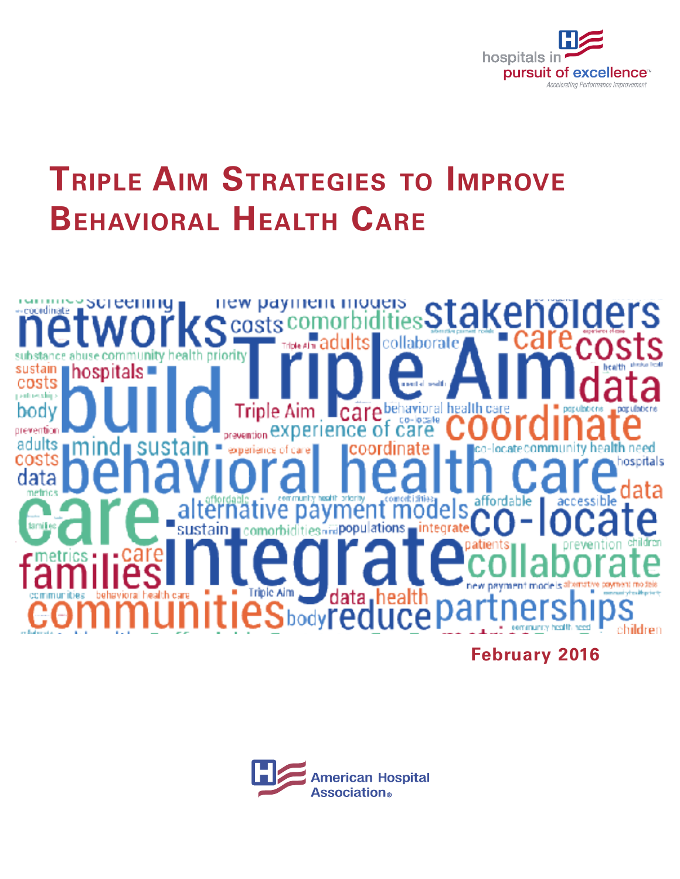hospitals in pursuit of excellence™

*Accelerating Performance Improvement*

# Triple Aim Strategies to Improve Behavioral Health Care

**February 2016**

American Hospital Association®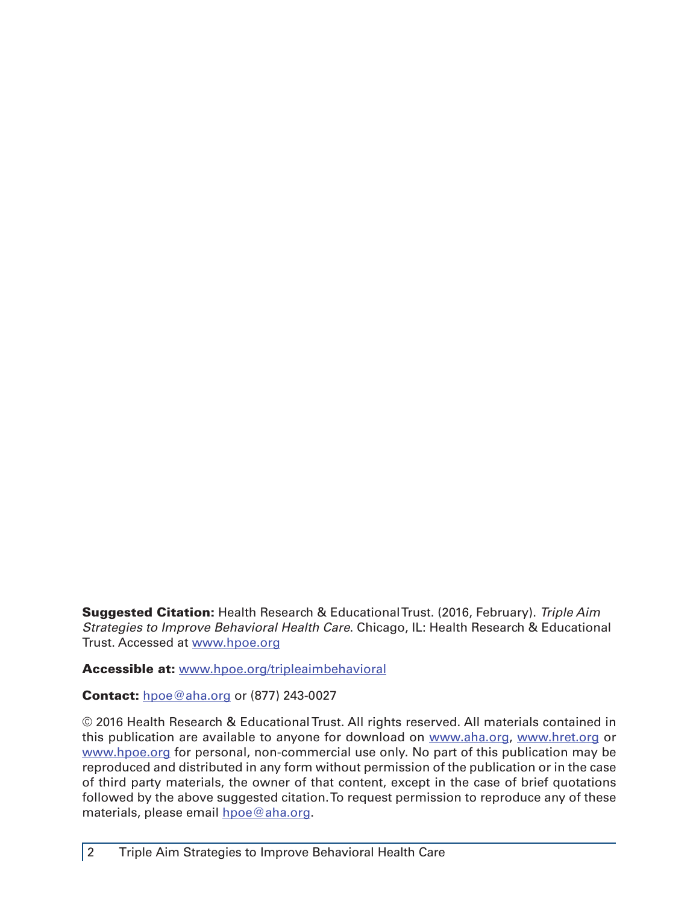**Suggested Citation:** Health Research & Educational Trust. (2016, February). *Triple Aim Strategies to Improve Behavioral Health Care*. Chicago, IL: Health Research & Educational Trust. Accessed at www.hpoe.org

**Accessible at:** www.hpoe.org/tripleaimbehavioral

**Contact:** hpoe@aha.org or (877) 243-0027

© 2016 Health Research & Educational Trust. All rights reserved. All materials contained in this publication are available to anyone for download on www.aha.org, www.hret.org or www.hpoe.org for personal, non-commercial use only. No part of this publication may be reproduced and distributed in any form without permission of the publication or in the case of third party materials, the owner of that content, except in the case of brief quotations followed by the above suggested citation. To request permission to reproduce any of these materials, please email hpoe@aha.org.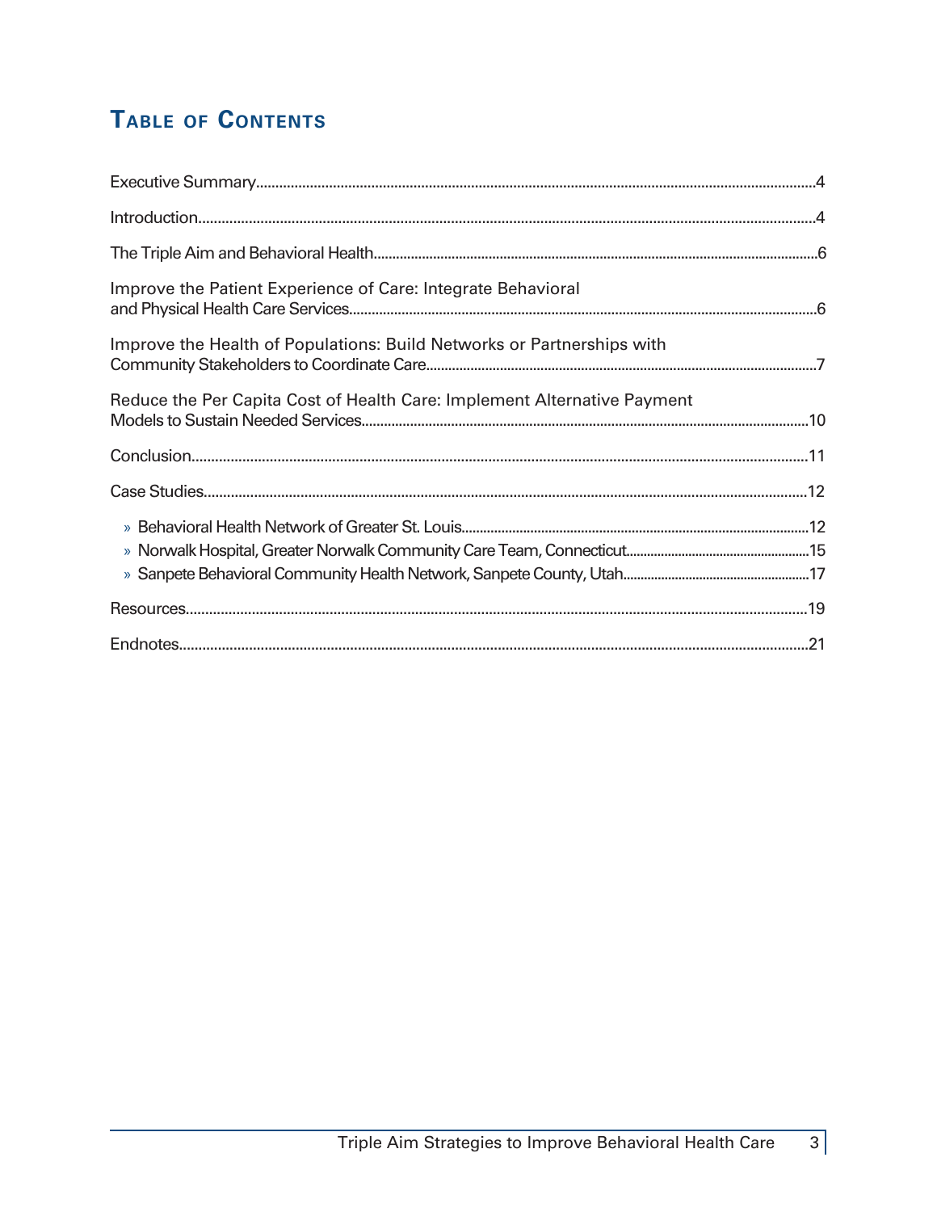## Table of Contents

Executive Summary....................................4

Introduction....................................4

The Triple Aim and Behavioral Health....................................6

Improve the Patient Experience of Care: Integrate Behavioral and Physical Health Care Services....................................6

Improve the Health of Populations: Build Networks or Partnerships with Community Stakeholders to Coordinate Care....................................7

Reduce the Per Capita Cost of Health Care: Implement Alternative Payment Models to Sustain Needed Services....................................10

Conclusion....................................11

Case Studies....................................12

- Behavioral Health Network of Greater St. Louis....................................12
- Norwalk Hospital, Greater Norwalk Community Care Team, Connecticut....................................15
- Sanpete Behavioral Community Health Network, Sanpete County, Utah....................................17

Resources....................................19

Endnotes....................................21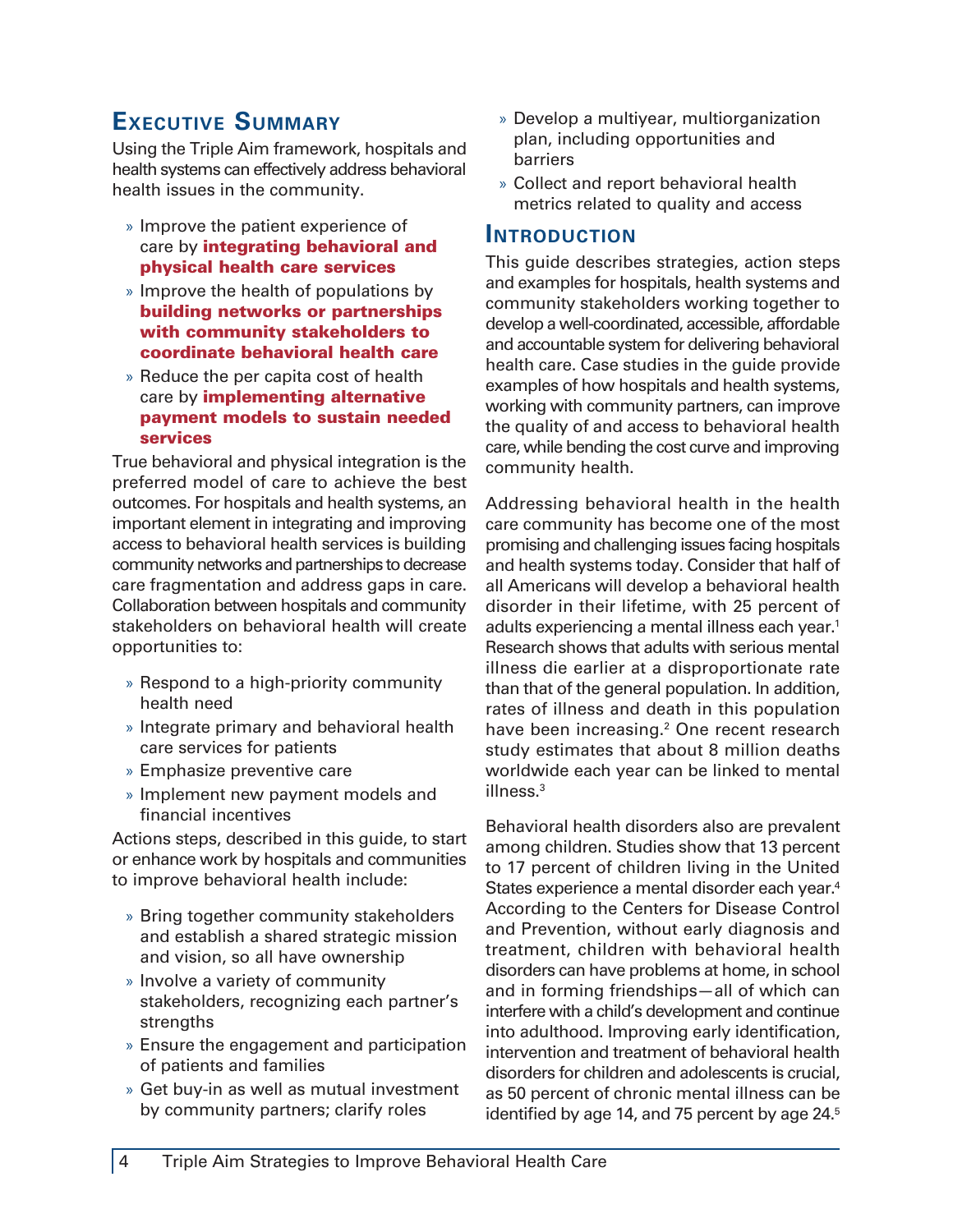## Executive Summary

Using the Triple Aim framework, hospitals and health systems can effectively address behavioral health issues in the community.

- Improve the patient experience of care by **integrating behavioral and physical health care services**
- Improve the health of populations by **building networks or partnerships with community stakeholders to coordinate behavioral health care**
- Reduce the per capita cost of health care by **implementing alternative payment models to sustain needed services**

True behavioral and physical integration is the preferred model of care to achieve the best outcomes. For hospitals and health systems, an important element in integrating and improving access to behavioral health services is building community networks and partnerships to decrease care fragmentation and address gaps in care. Collaboration between hospitals and community stakeholders on behavioral health will create opportunities to:

- Respond to a high-priority community health need
- Integrate primary and behavioral health care services for patients
- Emphasize preventive care
- Implement new payment models and financial incentives

Actions steps, described in this guide, to start or enhance work by hospitals and communities to improve behavioral health include:

- Bring together community stakeholders and establish a shared strategic mission and vision, so all have ownership
- Involve a variety of community stakeholders, recognizing each partner's strengths
- Ensure the engagement and participation of patients and families
- Get buy-in as well as mutual investment by community partners; clarify roles
- Develop a multiyear, multiorganization plan, including opportunities and barriers
- Collect and report behavioral health metrics related to quality and access

## Introduction

This guide describes strategies, action steps and examples for hospitals, health systems and community stakeholders working together to develop a well-coordinated, accessible, affordable and accountable system for delivering behavioral health care. Case studies in the guide provide examples of how hospitals and health systems, working with community partners, can improve the quality of and access to behavioral health care, while bending the cost curve and improving community health.

Addressing behavioral health in the health care community has become one of the most promising and challenging issues facing hospitals and health systems today. Consider that half of all Americans will develop a behavioral health disorder in their lifetime, with 25 percent of adults experiencing a mental illness each year.[1] Research shows that adults with serious mental illness die earlier at a disproportionate rate than that of the general population. In addition, rates of illness and death in this population have been increasing.[2] One recent research study estimates that about 8 million deaths worldwide each year can be linked to mental illness.[3]

Behavioral health disorders also are prevalent among children. Studies show that 13 percent to 17 percent of children living in the United States experience a mental disorder each year.[4] According to the Centers for Disease Control and Prevention, without early diagnosis and treatment, children with behavioral health disorders can have problems at home, in school and in forming friendships—all of which can interfere with a child's development and continue into adulthood. Improving early identification, intervention and treatment of behavioral health disorders for children and adolescents is crucial, as 50 percent of chronic mental illness can be identified by age 14, and 75 percent by age 24.[5]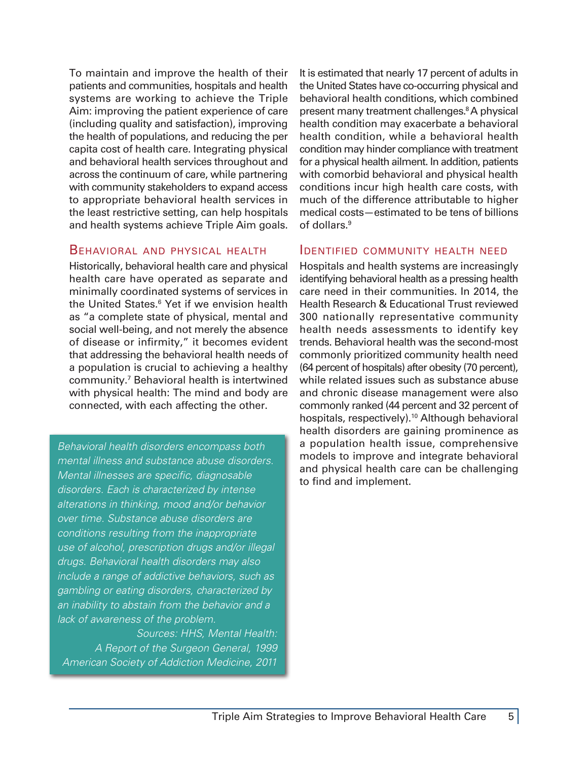To maintain and improve the health of their patients and communities, hospitals and health systems are working to achieve the Triple Aim: improving the patient experience of care (including quality and satisfaction), improving the health of populations, and reducing the per capita cost of health care. Integrating physical and behavioral health services throughout and across the continuum of care, while partnering with community stakeholders to expand access to appropriate behavioral health services in the least restrictive setting, can help hospitals and health systems achieve Triple Aim goals.

## Behavioral and Physical Health

Historically, behavioral health care and physical health care have operated as separate and minimally coordinated systems of services in the United States.[6] Yet if we envision health as "a complete state of physical, mental and social well-being, and not merely the absence of disease or infirmity," it becomes evident that addressing the behavioral health needs of a population is crucial to achieving a healthy community.[7] Behavioral health is intertwined with physical health: The mind and body are connected, with each affecting the other.

> *Behavioral health disorders encompass both mental illness and substance abuse disorders. Mental illnesses are specific, diagnosable disorders. Each is characterized by intense alterations in thinking, mood and/or behavior over time. Substance abuse disorders are conditions resulting from the inappropriate use of alcohol, prescription drugs and/or illegal drugs. Behavioral health disorders may also include a range of addictive behaviors, such as gambling or eating disorders, characterized by an inability to abstain from the behavior and a lack of awareness of the problem.*
>
> *Sources: HHS, Mental Health: A Report of the Surgeon General, 1999*
> *American Society of Addiction Medicine, 2011*

It is estimated that nearly 17 percent of adults in the United States have co-occurring physical and behavioral health conditions, which combined present many treatment challenges.[8] A physical health condition may exacerbate a behavioral health condition, while a behavioral health condition may hinder compliance with treatment for a physical health ailment. In addition, patients with comorbid behavioral and physical health conditions incur high health care costs, with much of the difference attributable to higher medical costs—estimated to be tens of billions of dollars.[9]

## Identified Community Health Need

Hospitals and health systems are increasingly identifying behavioral health as a pressing health care need in their communities. In 2014, the Health Research & Educational Trust reviewed 300 nationally representative community health needs assessments to identify key trends. Behavioral health was the second-most commonly prioritized community health need (64 percent of hospitals) after obesity (70 percent), while related issues such as substance abuse and chronic disease management were also commonly ranked (44 percent and 32 percent of hospitals, respectively).[10] Although behavioral health disorders are gaining prominence as a population health issue, comprehensive models to improve and integrate behavioral and physical health care can be challenging to find and implement.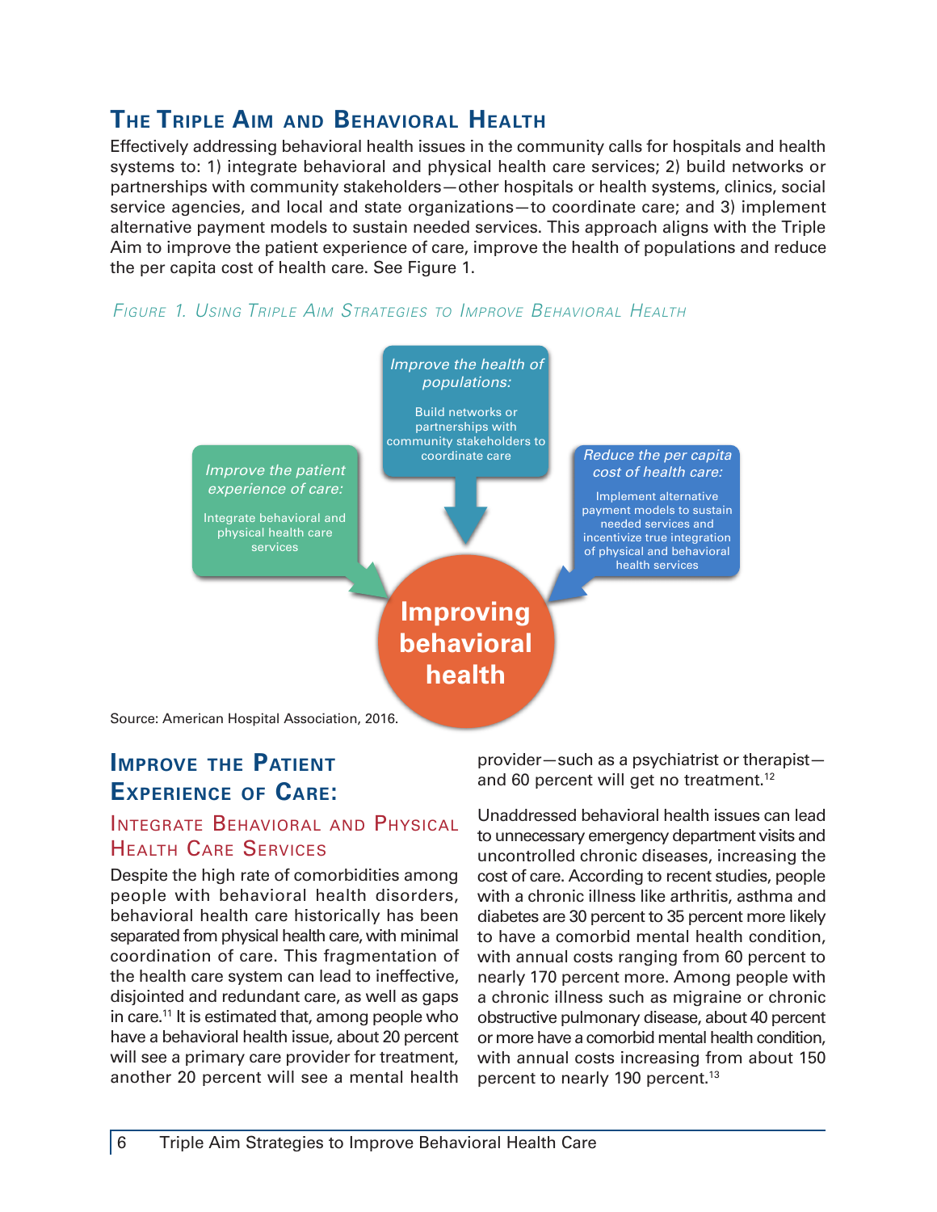## The Triple Aim and Behavioral Health

Effectively addressing behavioral health issues in the community calls for hospitals and health systems to: 1) integrate behavioral and physical health care services; 2) build networks or partnerships with community stakeholders—other hospitals or health systems, clinics, social service agencies, and local and state organizations—to coordinate care; and 3) implement alternative payment models to sustain needed services. This approach aligns with the Triple Aim to improve the patient experience of care, improve the health of populations and reduce the per capita cost of health care. See Figure 1.

*Figure 1. Using Triple Aim Strategies to Improve Behavioral Health*

*Improve the health of populations:*
Build networks or partnerships with community stakeholders to coordinate care

*Improve the patient experience of care:*
Integrate behavioral and physical health care services

*Reduce the per capita cost of health care:*
Implement alternative payment models to sustain needed services and incentivize true integration of physical and behavioral health services

**Improving behavioral health**

Source: American Hospital Association, 2016.

## Improve the Patient Experience of Care:

### Integrate Behavioral and Physical Health Care Services

Despite the high rate of comorbidities among people with behavioral health disorders, behavioral health care historically has been separated from physical health care, with minimal coordination of care. This fragmentation of the health care system can lead to ineffective, disjointed and redundant care, as well as gaps in care.[11] It is estimated that, among people who have a behavioral health issue, about 20 percent will see a primary care provider for treatment, another 20 percent will see a mental health provider—such as a psychiatrist or therapist—and 60 percent will get no treatment.[12]

Unaddressed behavioral health issues can lead to unnecessary emergency department visits and uncontrolled chronic diseases, increasing the cost of care. According to recent studies, people with a chronic illness like arthritis, asthma and diabetes are 30 percent to 35 percent more likely to have a comorbid mental health condition, with annual costs ranging from 60 percent to nearly 170 percent more. Among people with a chronic illness such as migraine or chronic obstructive pulmonary disease, about 40 percent or more have a comorbid mental health condition, with annual costs increasing from about 150 percent to nearly 190 percent.[13]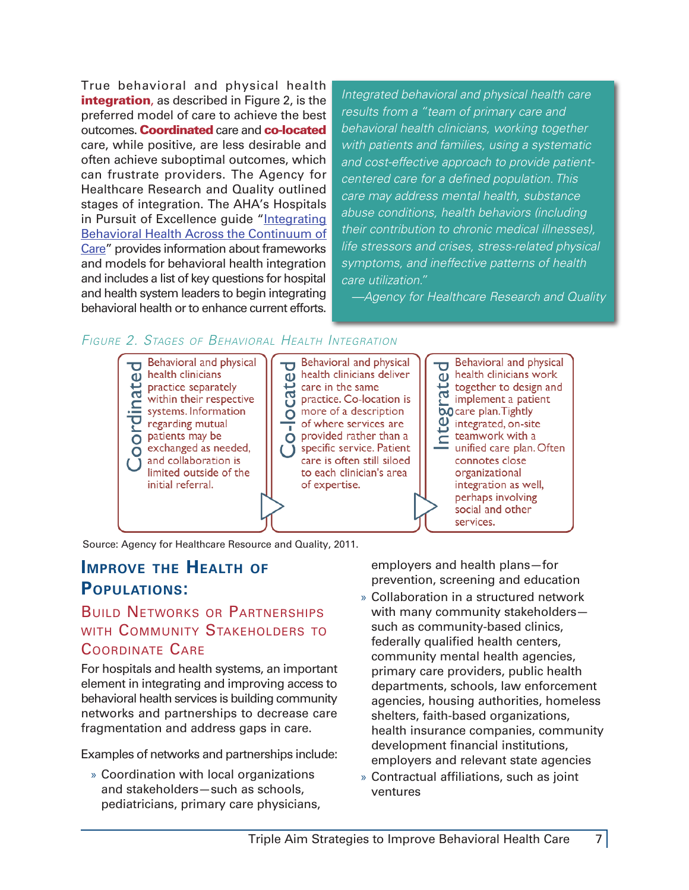True behavioral and physical health **integration**, as described in Figure 2, is the preferred model of care to achieve the best outcomes. **Coordinated** care and **co-located** care, while positive, are less desirable and often achieve suboptimal outcomes, which can frustrate providers. The Agency for Healthcare Research and Quality outlined stages of integration. The AHA's Hospitals in Pursuit of Excellence guide "Integrating Behavioral Health Across the Continuum of Care" provides information about frameworks and models for behavioral health integration and includes a list of key questions for hospital and health system leaders to begin integrating behavioral health or to enhance current efforts.

> *Integrated behavioral and physical health care results from a "team of primary care and behavioral health clinicians, working together with patients and families, using a systematic and cost-effective approach to provide patient-centered care for a defined population. This care may address mental health, substance abuse conditions, health behaviors (including their contribution to chronic medical illnesses), life stressors and crises, stress-related physical symptoms, and ineffective patterns of health care utilization."*
>
> *—Agency for Healthcare Research and Quality*

*Figure 2. Stages of Behavioral Health Integration*

| Coordinated | Co-located | Integrated |
| --- | --- | --- |
| Behavioral and physical health clinicians practice separately within their respective systems. Information regarding mutual patients may be exchanged as needed, and collaboration is limited outside of the initial referral. | Behavioral and physical health clinicians deliver care in the same practice. Co-location is more of a description of where services are provided rather than a specific service. Patient care is often still siloed to each clinician's area of expertise. | Behavioral and physical health clinicians work together to design and implement a patient care plan. Tightly integrated, on-site teamwork with a unified care plan. Often connotes close organizational integration as well, perhaps involving social and other services. |

Source: Agency for Healthcare Resource and Quality, 2011.

## Improve the Health of Populations:

### Build Networks or Partnerships with Community Stakeholders to Coordinate Care

For hospitals and health systems, an important element in integrating and improving access to behavioral health services is building community networks and partnerships to decrease care fragmentation and address gaps in care.

Examples of networks and partnerships include:

- Coordination with local organizations and stakeholders—such as schools, pediatricians, primary care physicians, employers and health plans—for prevention, screening and education
- Collaboration in a structured network with many community stakeholders—such as community-based clinics, federally qualified health centers, community mental health agencies, primary care providers, public health departments, schools, law enforcement agencies, housing authorities, homeless shelters, faith-based organizations, health insurance companies, community development financial institutions, employers and relevant state agencies
- Contractual affiliations, such as joint ventures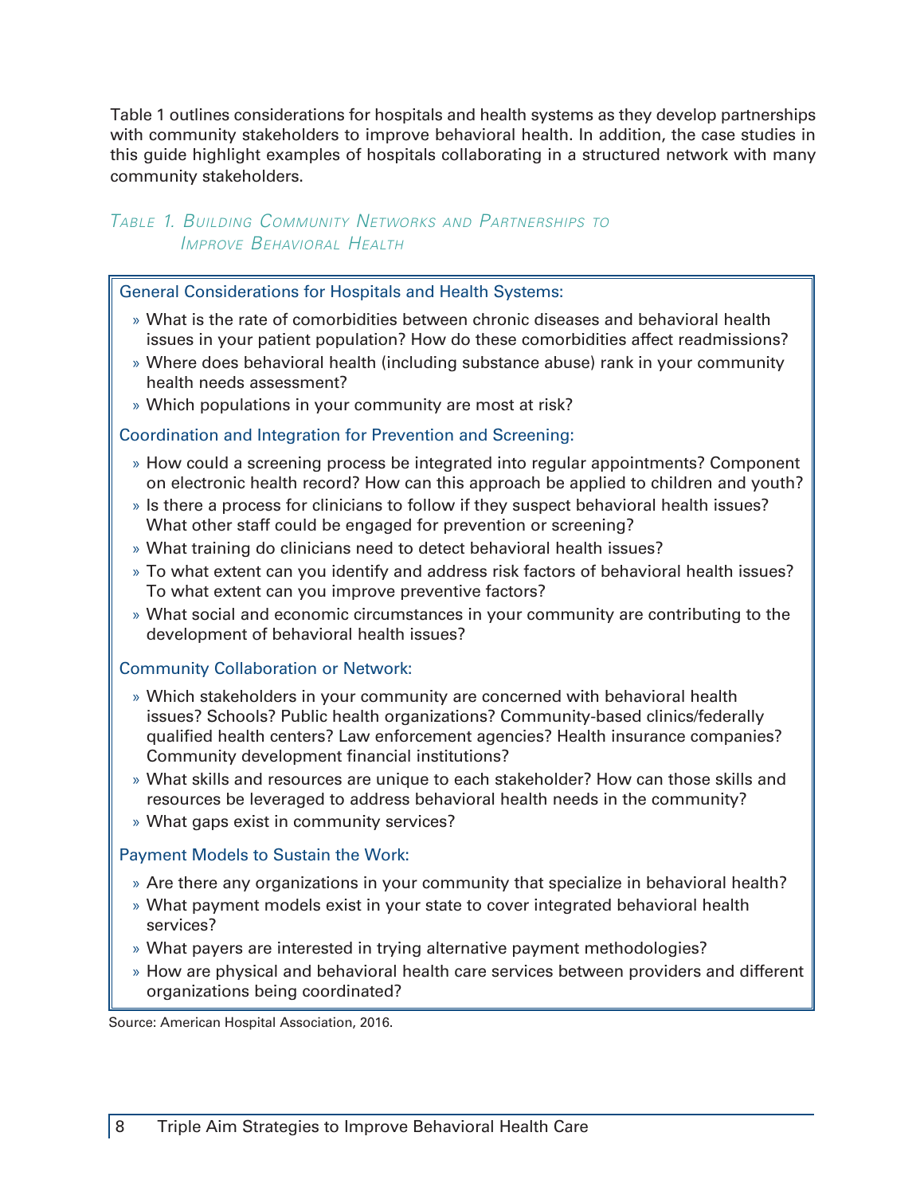Table 1 outlines considerations for hospitals and health systems as they develop partnerships with community stakeholders to improve behavioral health. In addition, the case studies in this guide highlight examples of hospitals collaborating in a structured network with many community stakeholders.

*Table 1. Building Community Networks and Partnerships to Improve Behavioral Health*

**General Considerations for Hospitals and Health Systems:**

- What is the rate of comorbidities between chronic diseases and behavioral health issues in your patient population? How do these comorbidities affect readmissions?
- Where does behavioral health (including substance abuse) rank in your community health needs assessment?
- Which populations in your community are most at risk?

**Coordination and Integration for Prevention and Screening:**

- How could a screening process be integrated into regular appointments? Component on electronic health record? How can this approach be applied to children and youth?
- Is there a process for clinicians to follow if they suspect behavioral health issues? What other staff could be engaged for prevention or screening?
- What training do clinicians need to detect behavioral health issues?
- To what extent can you identify and address risk factors of behavioral health issues? To what extent can you improve preventive factors?
- What social and economic circumstances in your community are contributing to the development of behavioral health issues?

**Community Collaboration or Network:**

- Which stakeholders in your community are concerned with behavioral health issues? Schools? Public health organizations? Community-based clinics/federally qualified health centers? Law enforcement agencies? Health insurance companies? Community development financial institutions?
- What skills and resources are unique to each stakeholder? How can those skills and resources be leveraged to address behavioral health needs in the community?
- What gaps exist in community services?

**Payment Models to Sustain the Work:**

- Are there any organizations in your community that specialize in behavioral health?
- What payment models exist in your state to cover integrated behavioral health services?
- What payers are interested in trying alternative payment methodologies?
- How are physical and behavioral health care services between providers and different organizations being coordinated?

Source: American Hospital Association, 2016.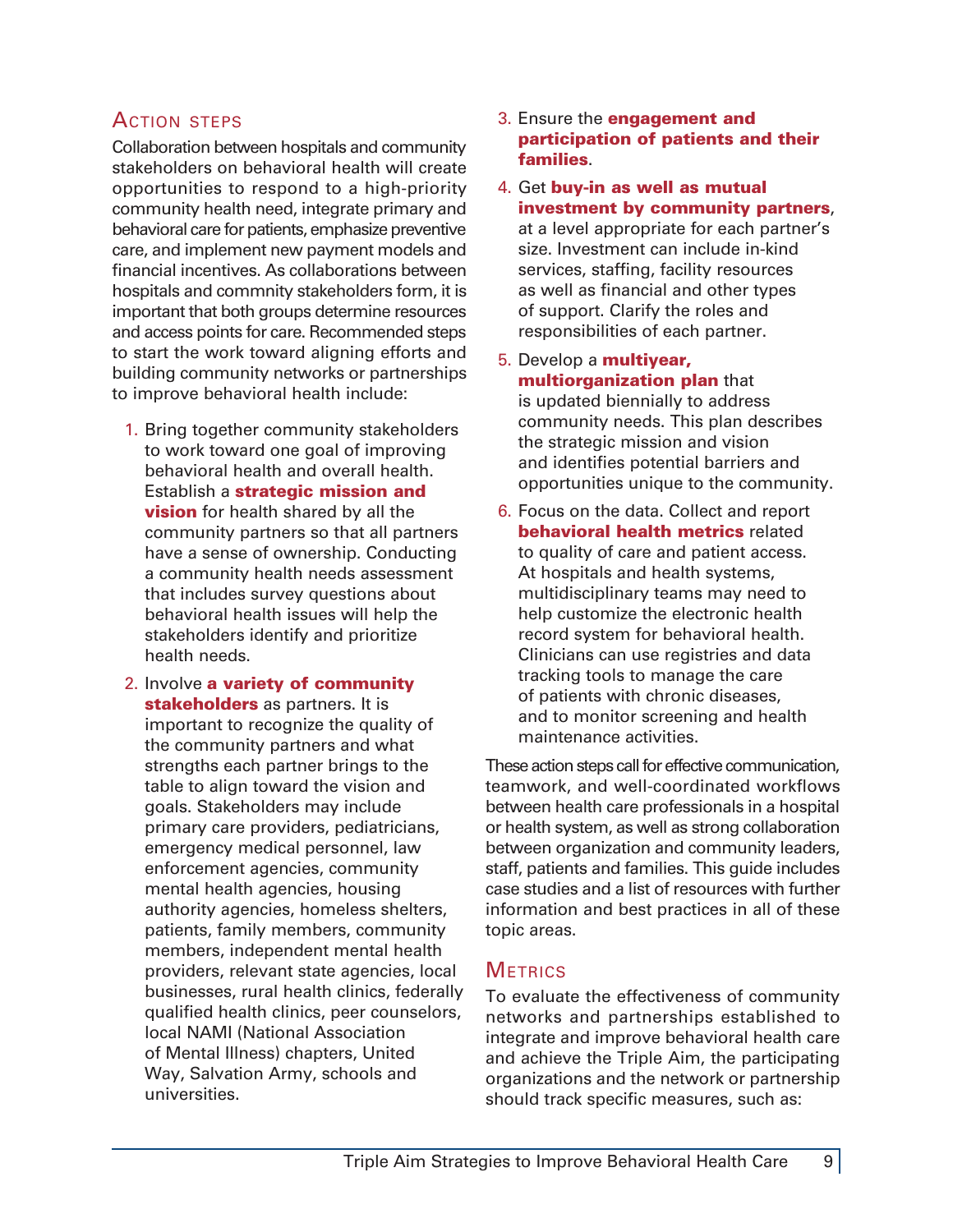## Action steps

Collaboration between hospitals and community stakeholders on behavioral health will create opportunities to respond to a high-priority community health need, integrate primary and behavioral care for patients, emphasize preventive care, and implement new payment models and financial incentives. As collaborations between hospitals and commnity stakeholders form, it is important that both groups determine resources and access points for care. Recommended steps to start the work toward aligning efforts and building community networks or partnerships to improve behavioral health include:

1. Bring together community stakeholders to work toward one goal of improving behavioral health and overall health. Establish a **strategic mission and vision** for health shared by all the community partners so that all partners have a sense of ownership. Conducting a community health needs assessment that includes survey questions about behavioral health issues will help the stakeholders identify and prioritize health needs.
2. Involve **a variety of community stakeholders** as partners. It is important to recognize the quality of the community partners and what strengths each partner brings to the table to align toward the vision and goals. Stakeholders may include primary care providers, pediatricians, emergency medical personnel, law enforcement agencies, community mental health agencies, housing authority agencies, homeless shelters, patients, family members, community members, independent mental health providers, relevant state agencies, local businesses, rural health clinics, federally qualified health clinics, peer counselors, local NAMI (National Association of Mental Illness) chapters, United Way, Salvation Army, schools and universities.
3. Ensure the **engagement and participation of patients and their families**.
4. Get **buy-in as well as mutual investment by community partners**, at a level appropriate for each partner's size. Investment can include in-kind services, staffing, facility resources as well as financial and other types of support. Clarify the roles and responsibilities of each partner.
5. Develop a **multiyear, multiorganization plan** that is updated biennially to address community needs. This plan describes the strategic mission and vision and identifies potential barriers and opportunities unique to the community.
6. Focus on the data. Collect and report **behavioral health metrics** related to quality of care and patient access. At hospitals and health systems, multidisciplinary teams may need to help customize the electronic health record system for behavioral health. Clinicians can use registries and data tracking tools to manage the care of patients with chronic diseases, and to monitor screening and health maintenance activities.

These action steps call for effective communication, teamwork, and well-coordinated workflows between health care professionals in a hospital or health system, as well as strong collaboration between organization and community leaders, staff, patients and families. This guide includes case studies and a list of resources with further information and best practices in all of these topic areas.

## Metrics

To evaluate the effectiveness of community networks and partnerships established to integrate and improve behavioral health care and achieve the Triple Aim, the participating organizations and the network or partnership should track specific measures, such as: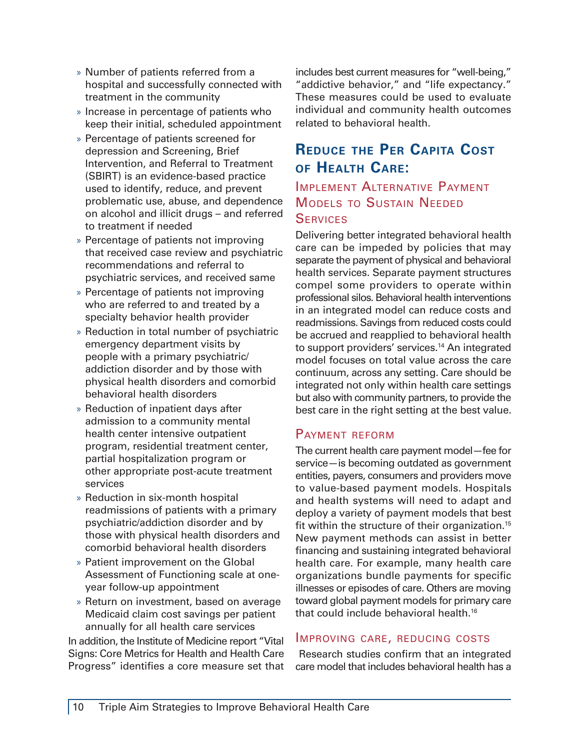- Number of patients referred from a hospital and successfully connected with treatment in the community
- Increase in percentage of patients who keep their initial, scheduled appointment
- Percentage of patients screened for depression and Screening, Brief Intervention, and Referral to Treatment (SBIRT) is an evidence-based practice used to identify, reduce, and prevent problematic use, abuse, and dependence on alcohol and illicit drugs – and referred to treatment if needed
- Percentage of patients not improving that received case review and psychiatric recommendations and referral to psychiatric services, and received same
- Percentage of patients not improving who are referred to and treated by a specialty behavior health provider
- Reduction in total number of psychiatric emergency department visits by people with a primary psychiatric/addiction disorder and by those with physical health disorders and comorbid behavioral health disorders
- Reduction of inpatient days after admission to a community mental health center intensive outpatient program, residential treatment center, partial hospitalization program or other appropriate post-acute treatment services
- Reduction in six-month hospital readmissions of patients with a primary psychiatric/addiction disorder and by those with physical health disorders and comorbid behavioral health disorders
- Patient improvement on the Global Assessment of Functioning scale at one-year follow-up appointment
- Return on investment, based on average Medicaid claim cost savings per patient annually for all health care services

In addition, the Institute of Medicine report "Vital Signs: Core Metrics for Health and Health Care Progress" identifies a core measure set that includes best current measures for "well-being," "addictive behavior," and "life expectancy." These measures could be used to evaluate individual and community health outcomes related to behavioral health.

## Reduce the Per Capita Cost of Health Care:

### Implement Alternative Payment Models to Sustain Needed Services

Delivering better integrated behavioral health care can be impeded by policies that may separate the payment of physical and behavioral health services. Separate payment structures compel some providers to operate within professional silos. Behavioral health interventions in an integrated model can reduce costs and readmissions. Savings from reduced costs could be accrued and reapplied to behavioral health to support providers' services.[14] An integrated model focuses on total value across the care continuum, across any setting. Care should be integrated not only within health care settings but also with community partners, to provide the best care in the right setting at the best value.

### Payment reform

The current health care payment model—fee for service—is becoming outdated as government entities, payers, consumers and providers move to value-based payment models. Hospitals and health systems will need to adapt and deploy a variety of payment models that best fit within the structure of their organization.[15] New payment methods can assist in better financing and sustaining integrated behavioral health care. For example, many health care organizations bundle payments for specific illnesses or episodes of care. Others are moving toward global payment models for primary care that could include behavioral health.[16]

### Improving care, reducing costs

Research studies confirm that an integrated care model that includes behavioral health has a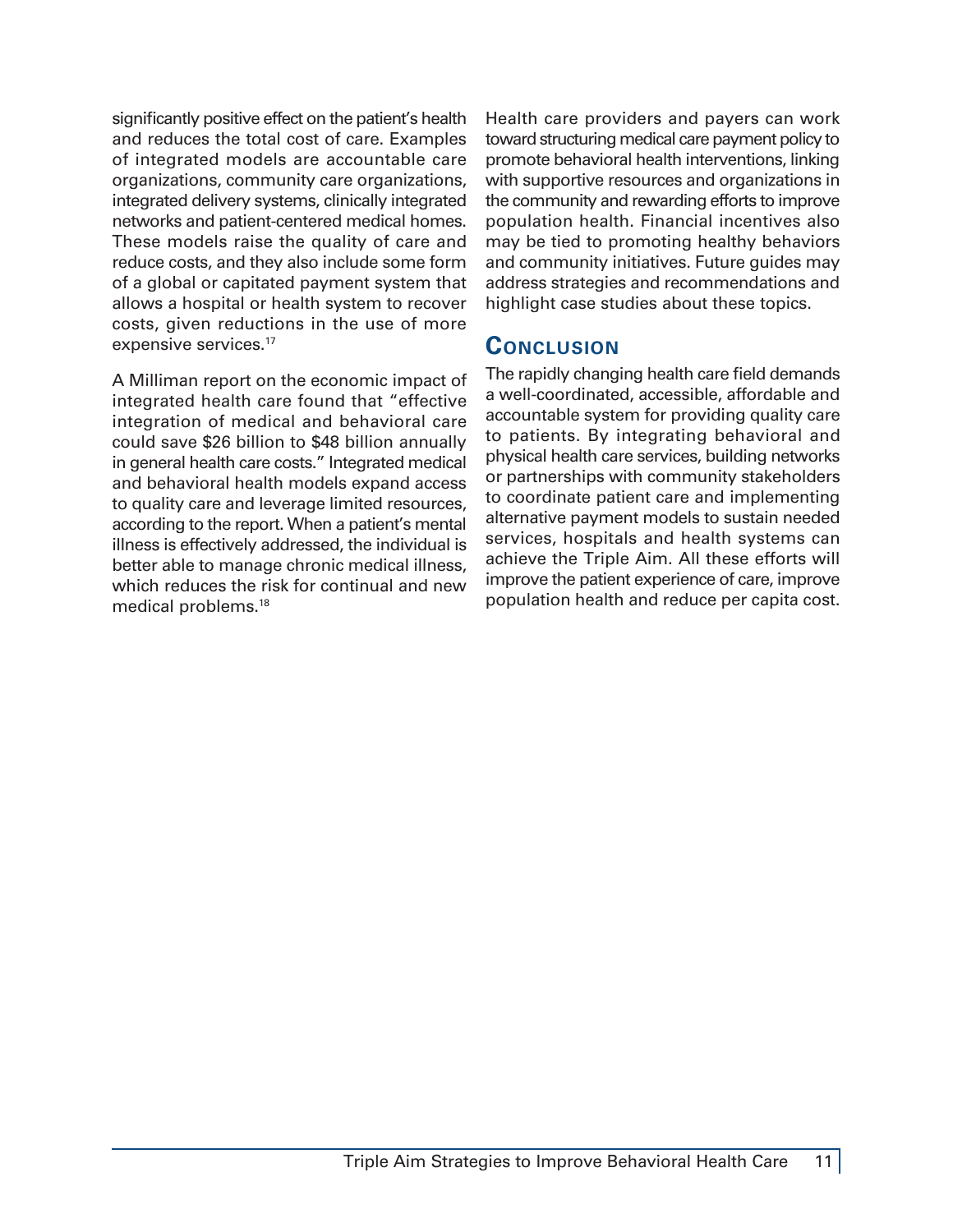significantly positive effect on the patient's health and reduces the total cost of care. Examples of integrated models are accountable care organizations, community care organizations, integrated delivery systems, clinically integrated networks and patient-centered medical homes. These models raise the quality of care and reduce costs, and they also include some form of a global or capitated payment system that allows a hospital or health system to recover costs, given reductions in the use of more expensive services.[17]

A Milliman report on the economic impact of integrated health care found that "effective integration of medical and behavioral care could save $26 billion to $48 billion annually in general health care costs." Integrated medical and behavioral health models expand access to quality care and leverage limited resources, according to the report. When a patient's mental illness is effectively addressed, the individual is better able to manage chronic medical illness, which reduces the risk for continual and new medical problems.[18]

Health care providers and payers can work toward structuring medical care payment policy to promote behavioral health interventions, linking with supportive resources and organizations in the community and rewarding efforts to improve population health. Financial incentives also may be tied to promoting healthy behaviors and community initiatives. Future guides may address strategies and recommendations and highlight case studies about these topics.

## Conclusion

The rapidly changing health care field demands a well-coordinated, accessible, affordable and accountable system for providing quality care to patients. By integrating behavioral and physical health care services, building networks or partnerships with community stakeholders to coordinate patient care and implementing alternative payment models to sustain needed services, hospitals and health systems can achieve the Triple Aim. All these efforts will improve the patient experience of care, improve population health and reduce per capita cost.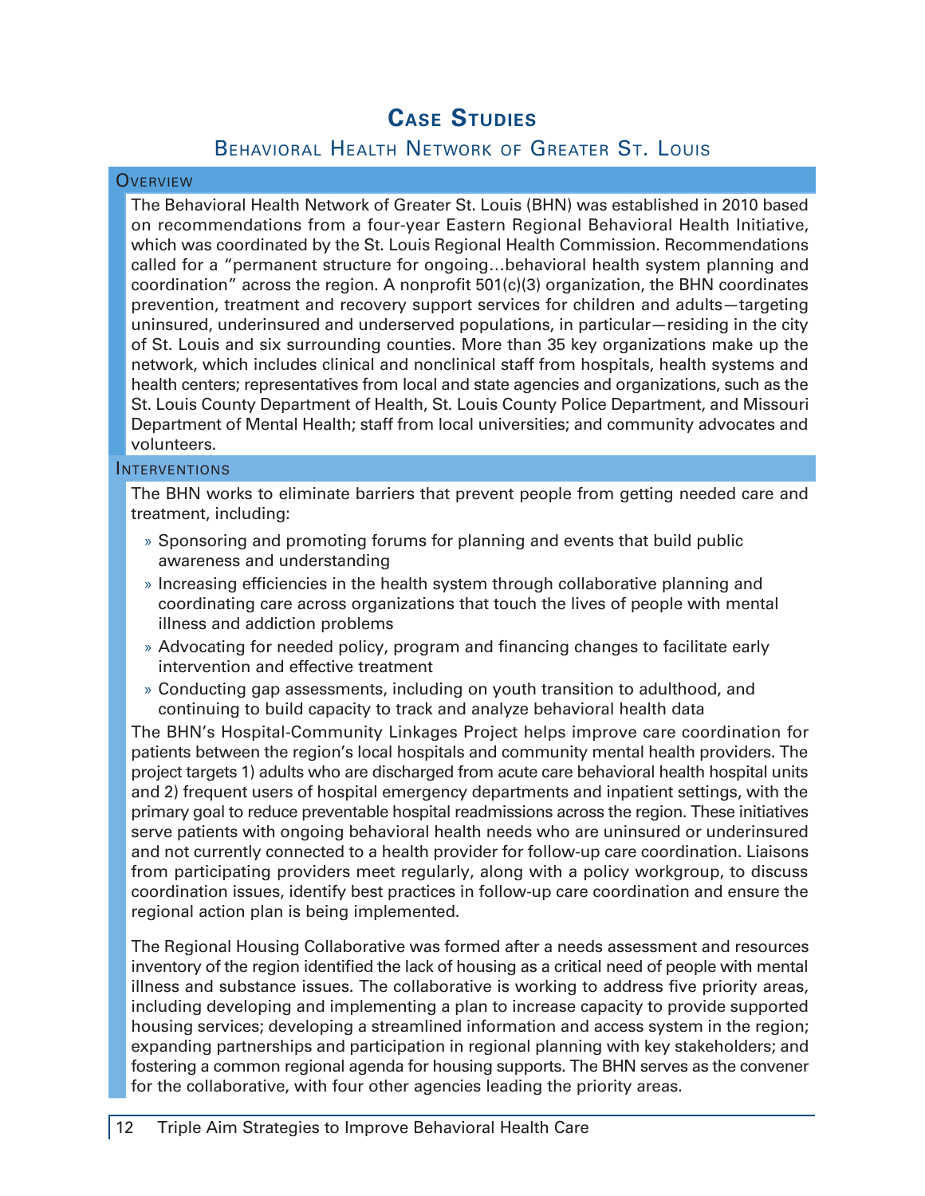# Case Studies

## Behavioral Health Network of Greater St. Louis

### Overview

The Behavioral Health Network of Greater St. Louis (BHN) was established in 2010 based on recommendations from a four-year Eastern Regional Behavioral Health Initiative, which was coordinated by the St. Louis Regional Health Commission. Recommendations called for a "permanent structure for ongoing…behavioral health system planning and coordination" across the region. A nonprofit 501(c)(3) organization, the BHN coordinates prevention, treatment and recovery support services for children and adults—targeting uninsured, underinsured and underserved populations, in particular—residing in the city of St. Louis and six surrounding counties. More than 35 key organizations make up the network, which includes clinical and nonclinical staff from hospitals, health systems and health centers; representatives from local and state agencies and organizations, such as the St. Louis County Department of Health, St. Louis County Police Department, and Missouri Department of Mental Health; staff from local universities; and community advocates and volunteers.

### Interventions

The BHN works to eliminate barriers that prevent people from getting needed care and treatment, including:

- Sponsoring and promoting forums for planning and events that build public awareness and understanding
- Increasing efficiencies in the health system through collaborative planning and coordinating care across organizations that touch the lives of people with mental illness and addiction problems
- Advocating for needed policy, program and financing changes to facilitate early intervention and effective treatment
- Conducting gap assessments, including on youth transition to adulthood, and continuing to build capacity to track and analyze behavioral health data

The BHN's Hospital-Community Linkages Project helps improve care coordination for patients between the region's local hospitals and community mental health providers. The project targets 1) adults who are discharged from acute care behavioral health hospital units and 2) frequent users of hospital emergency departments and inpatient settings, with the primary goal to reduce preventable hospital readmissions across the region. These initiatives serve patients with ongoing behavioral health needs who are uninsured or underinsured and not currently connected to a health provider for follow-up care coordination. Liaisons from participating providers meet regularly, along with a policy workgroup, to discuss coordination issues, identify best practices in follow-up care coordination and ensure the regional action plan is being implemented.

The Regional Housing Collaborative was formed after a needs assessment and resources inventory of the region identified the lack of housing as a critical need of people with mental illness and substance issues. The collaborative is working to address five priority areas, including developing and implementing a plan to increase capacity to provide supported housing services; developing a streamlined information and access system in the region; expanding partnerships and participation in regional planning with key stakeholders; and fostering a common regional agenda for housing supports. The BHN serves as the convener for the collaborative, with four other agencies leading the priority areas.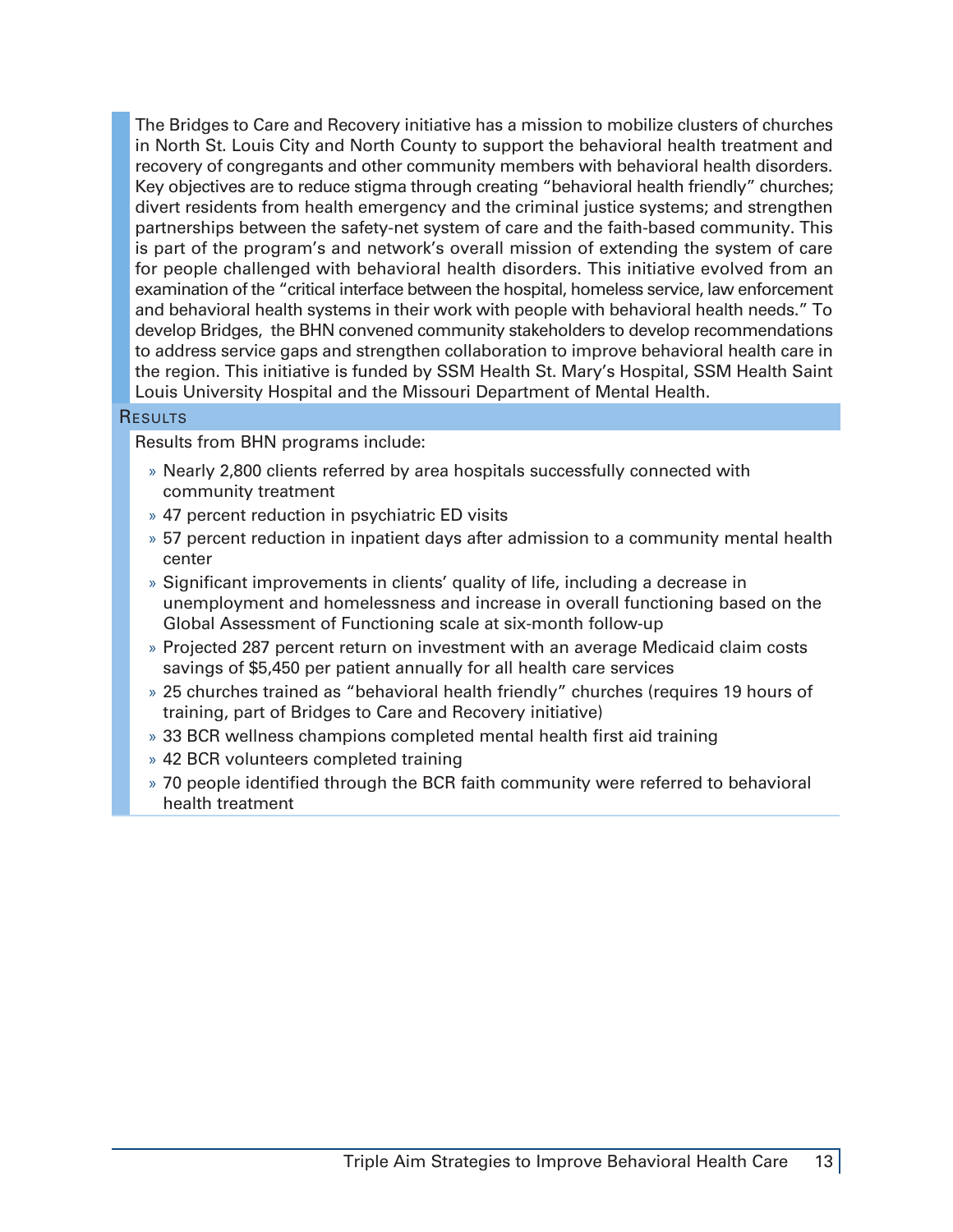The Bridges to Care and Recovery initiative has a mission to mobilize clusters of churches in North St. Louis City and North County to support the behavioral health treatment and recovery of congregants and other community members with behavioral health disorders. Key objectives are to reduce stigma through creating "behavioral health friendly" churches; divert residents from health emergency and the criminal justice systems; and strengthen partnerships between the safety-net system of care and the faith-based community. This is part of the program's and network's overall mission of extending the system of care for people challenged with behavioral health disorders. This initiative evolved from an examination of the "critical interface between the hospital, homeless service, law enforcement and behavioral health systems in their work with people with behavioral health needs." To develop Bridges, the BHN convened community stakeholders to develop recommendations to address service gaps and strengthen collaboration to improve behavioral health care in the region. This initiative is funded by SSM Health St. Mary's Hospital, SSM Health Saint Louis University Hospital and the Missouri Department of Mental Health.

### Results

Results from BHN programs include:

- Nearly 2,800 clients referred by area hospitals successfully connected with community treatment
- 47 percent reduction in psychiatric ED visits
- 57 percent reduction in inpatient days after admission to a community mental health center
- Significant improvements in clients' quality of life, including a decrease in unemployment and homelessness and increase in overall functioning based on the Global Assessment of Functioning scale at six-month follow-up
- Projected 287 percent return on investment with an average Medicaid claim costs savings of $5,450 per patient annually for all health care services
- 25 churches trained as "behavioral health friendly" churches (requires 19 hours of training, part of Bridges to Care and Recovery initiative)
- 33 BCR wellness champions completed mental health first aid training
- 42 BCR volunteers completed training
- 70 people identified through the BCR faith community were referred to behavioral health treatment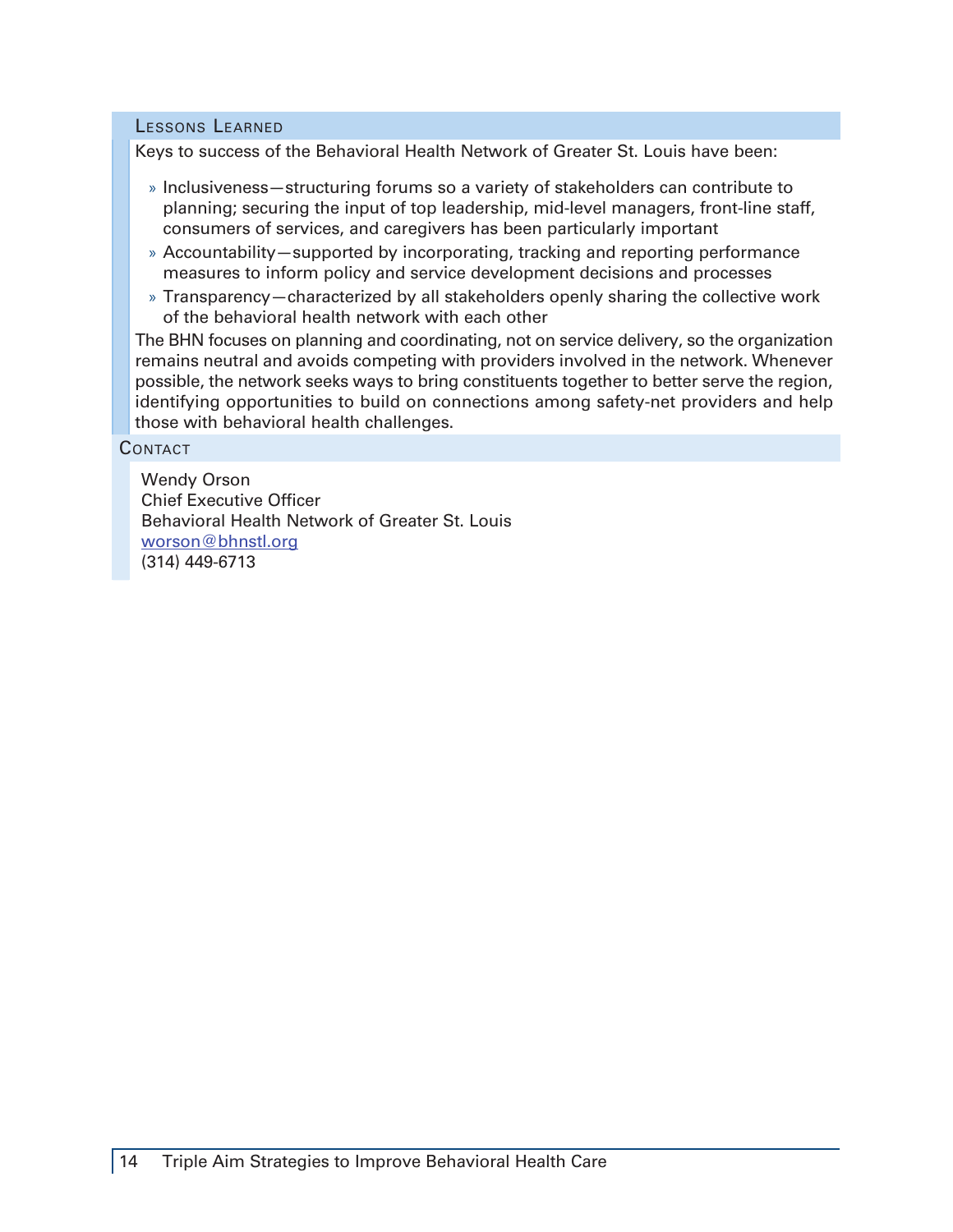### Lessons Learned

Keys to success of the Behavioral Health Network of Greater St. Louis have been:

- Inclusiveness—structuring forums so a variety of stakeholders can contribute to planning; securing the input of top leadership, mid-level managers, front-line staff, consumers of services, and caregivers has been particularly important
- Accountability—supported by incorporating, tracking and reporting performance measures to inform policy and service development decisions and processes
- Transparency—characterized by all stakeholders openly sharing the collective work of the behavioral health network with each other

The BHN focuses on planning and coordinating, not on service delivery, so the organization remains neutral and avoids competing with providers involved in the network. Whenever possible, the network seeks ways to bring constituents together to better serve the region, identifying opportunities to build on connections among safety-net providers and help those with behavioral health challenges.

### Contact

Wendy Orson
Chief Executive Officer
Behavioral Health Network of Greater St. Louis
worson@bhnstl.org
(314) 449-6713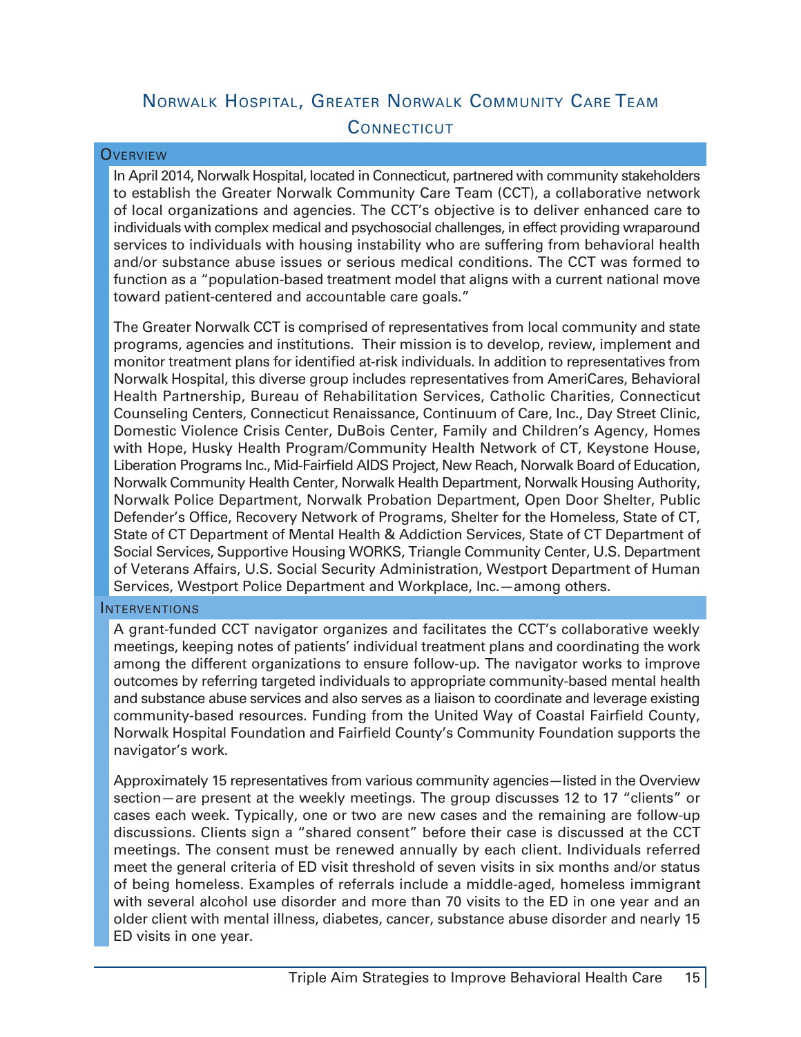# Norwalk Hospital, Greater Norwalk Community Care Team
## Connecticut

### Overview

In April 2014, Norwalk Hospital, located in Connecticut, partnered with community stakeholders to establish the Greater Norwalk Community Care Team (CCT), a collaborative network of local organizations and agencies. The CCT's objective is to deliver enhanced care to individuals with complex medical and psychosocial challenges, in effect providing wraparound services to individuals with housing instability who are suffering from behavioral health and/or substance abuse issues or serious medical conditions. The CCT was formed to function as a "population-based treatment model that aligns with a current national move toward patient-centered and accountable care goals."

The Greater Norwalk CCT is comprised of representatives from local community and state programs, agencies and institutions. Their mission is to develop, review, implement and monitor treatment plans for identified at-risk individuals. In addition to representatives from Norwalk Hospital, this diverse group includes representatives from AmeriCares, Behavioral Health Partnership, Bureau of Rehabilitation Services, Catholic Charities, Connecticut Counseling Centers, Connecticut Renaissance, Continuum of Care, Inc., Day Street Clinic, Domestic Violence Crisis Center, DuBois Center, Family and Children's Agency, Homes with Hope, Husky Health Program/Community Health Network of CT, Keystone House, Liberation Programs Inc., Mid-Fairfield AIDS Project, New Reach, Norwalk Board of Education, Norwalk Community Health Center, Norwalk Health Department, Norwalk Housing Authority, Norwalk Police Department, Norwalk Probation Department, Open Door Shelter, Public Defender's Office, Recovery Network of Programs, Shelter for the Homeless, State of CT, State of CT Department of Mental Health & Addiction Services, State of CT Department of Social Services, Supportive Housing WORKS, Triangle Community Center, U.S. Department of Veterans Affairs, U.S. Social Security Administration, Westport Department of Human Services, Westport Police Department and Workplace, Inc.—among others.

### Interventions

A grant-funded CCT navigator organizes and facilitates the CCT's collaborative weekly meetings, keeping notes of patients' individual treatment plans and coordinating the work among the different organizations to ensure follow-up. The navigator works to improve outcomes by referring targeted individuals to appropriate community-based mental health and substance abuse services and also serves as a liaison to coordinate and leverage existing community-based resources. Funding from the United Way of Coastal Fairfield County, Norwalk Hospital Foundation and Fairfield County's Community Foundation supports the navigator's work.

Approximately 15 representatives from various community agencies—listed in the Overview section—are present at the weekly meetings. The group discusses 12 to 17 "clients" or cases each week. Typically, one or two are new cases and the remaining are follow-up discussions. Clients sign a "shared consent" before their case is discussed at the CCT meetings. The consent must be renewed annually by each client. Individuals referred meet the general criteria of ED visit threshold of seven visits in six months and/or status of being homeless. Examples of referrals include a middle-aged, homeless immigrant with several alcohol use disorder and more than 70 visits to the ED in one year and an older client with mental illness, diabetes, cancer, substance abuse disorder and nearly 15 ED visits in one year.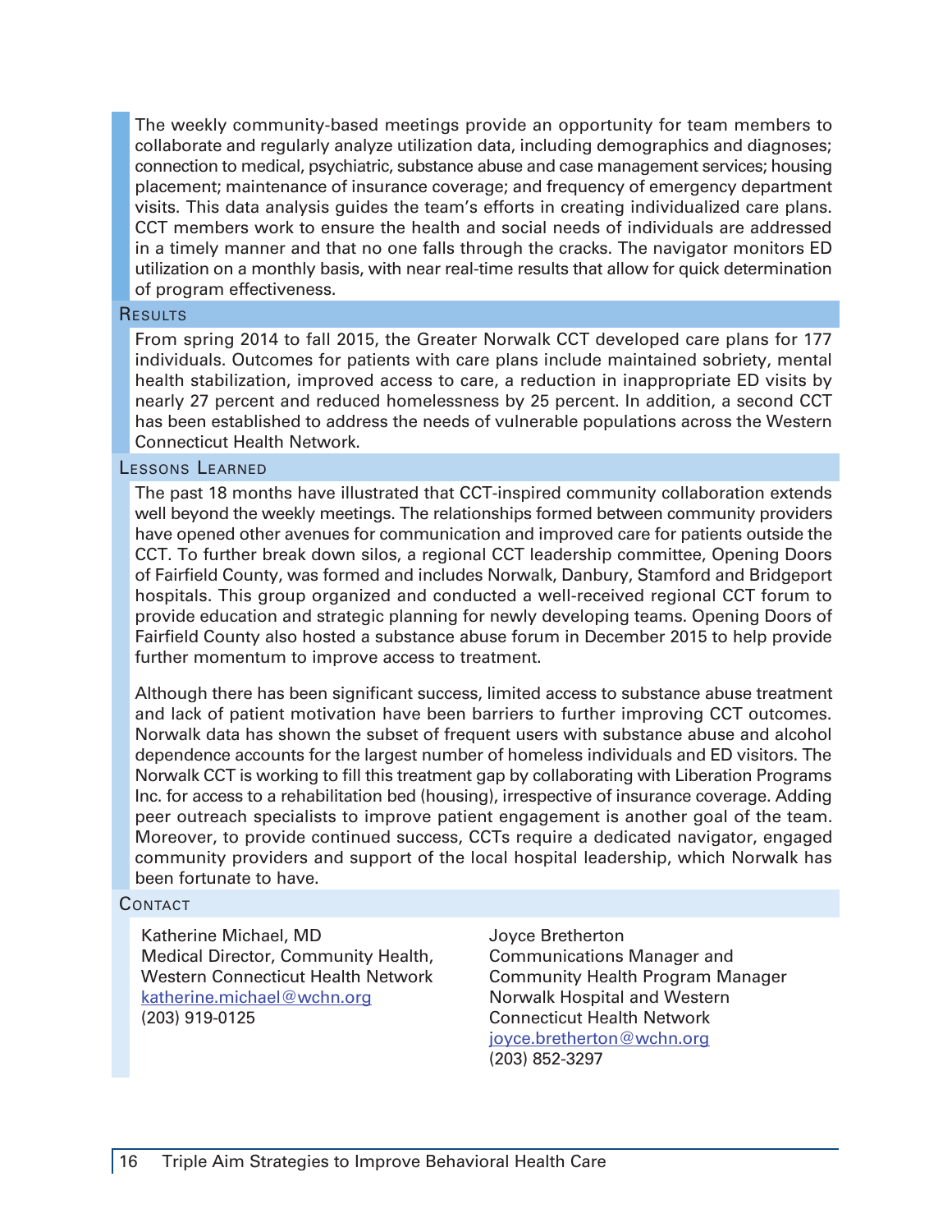The weekly community-based meetings provide an opportunity for team members to collaborate and regularly analyze utilization data, including demographics and diagnoses; connection to medical, psychiatric, substance abuse and case management services; housing placement; maintenance of insurance coverage; and frequency of emergency department visits. This data analysis guides the team's efforts in creating individualized care plans. CCT members work to ensure the health and social needs of individuals are addressed in a timely manner and that no one falls through the cracks. The navigator monitors ED utilization on a monthly basis, with near real-time results that allow for quick determination of program effectiveness.

## Results

From spring 2014 to fall 2015, the Greater Norwalk CCT developed care plans for 177 individuals. Outcomes for patients with care plans include maintained sobriety, mental health stabilization, improved access to care, a reduction in inappropriate ED visits by nearly 27 percent and reduced homelessness by 25 percent. In addition, a second CCT has been established to address the needs of vulnerable populations across the Western Connecticut Health Network.

## Lessons Learned

The past 18 months have illustrated that CCT-inspired community collaboration extends well beyond the weekly meetings. The relationships formed between community providers have opened other avenues for communication and improved care for patients outside the CCT. To further break down silos, a regional CCT leadership committee, Opening Doors of Fairfield County, was formed and includes Norwalk, Danbury, Stamford and Bridgeport hospitals. This group organized and conducted a well-received regional CCT forum to provide education and strategic planning for newly developing teams. Opening Doors of Fairfield County also hosted a substance abuse forum in December 2015 to help provide further momentum to improve access to treatment.

Although there has been significant success, limited access to substance abuse treatment and lack of patient motivation have been barriers to further improving CCT outcomes. Norwalk data has shown the subset of frequent users with substance abuse and alcohol dependence accounts for the largest number of homeless individuals and ED visitors. The Norwalk CCT is working to fill this treatment gap by collaborating with Liberation Programs Inc. for access to a rehabilitation bed (housing), irrespective of insurance coverage. Adding peer outreach specialists to improve patient engagement is another goal of the team. Moreover, to provide continued success, CCTs require a dedicated navigator, engaged community providers and support of the local hospital leadership, which Norwalk has been fortunate to have.

## Contact

Katherine Michael, MD
Medical Director, Community Health,
Western Connecticut Health Network
katherine.michael@wchn.org
(203) 919-0125

Joyce Bretherton
Communications Manager and
Community Health Program Manager
Norwalk Hospital and Western
Connecticut Health Network
joyce.bretherton@wchn.org
(203) 852-3297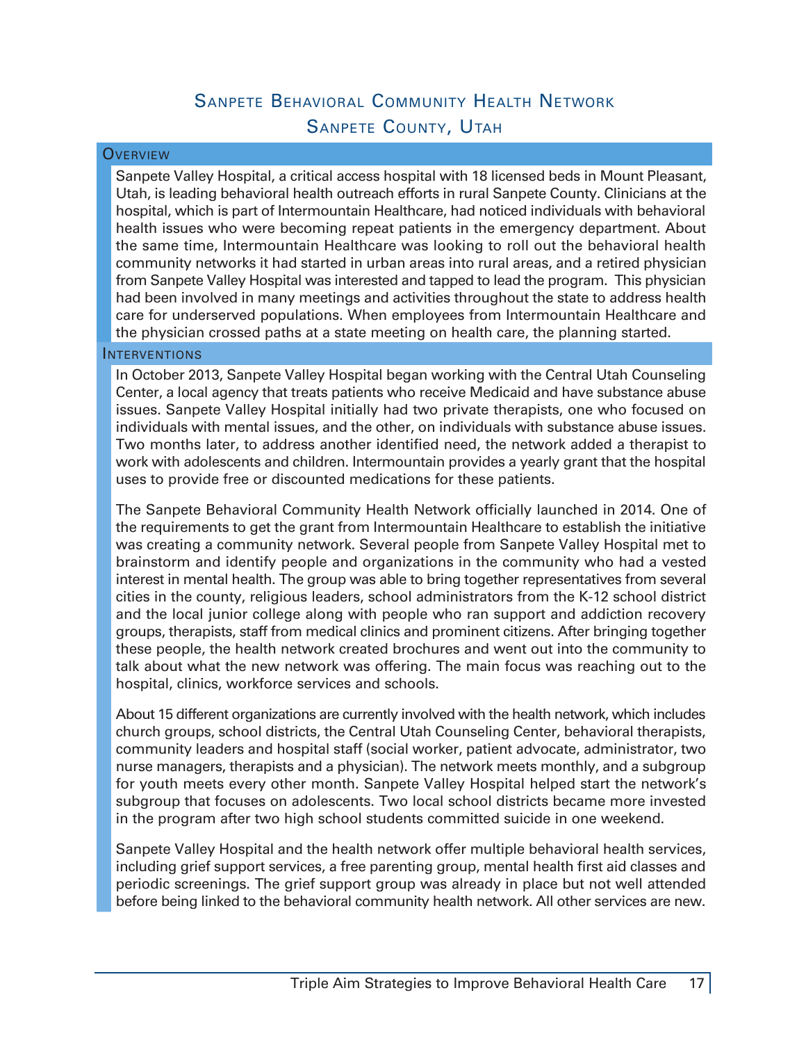# Sanpete Behavioral Community Health Network

## Sanpete County, Utah

### Overview

Sanpete Valley Hospital, a critical access hospital with 18 licensed beds in Mount Pleasant, Utah, is leading behavioral health outreach efforts in rural Sanpete County. Clinicians at the hospital, which is part of Intermountain Healthcare, had noticed individuals with behavioral health issues who were becoming repeat patients in the emergency department. About the same time, Intermountain Healthcare was looking to roll out the behavioral health community networks it had started in urban areas into rural areas, and a retired physician from Sanpete Valley Hospital was interested and tapped to lead the program. This physician had been involved in many meetings and activities throughout the state to address health care for underserved populations. When employees from Intermountain Healthcare and the physician crossed paths at a state meeting on health care, the planning started.

### Interventions

In October 2013, Sanpete Valley Hospital began working with the Central Utah Counseling Center, a local agency that treats patients who receive Medicaid and have substance abuse issues. Sanpete Valley Hospital initially had two private therapists, one who focused on individuals with mental issues, and the other, on individuals with substance abuse issues. Two months later, to address another identified need, the network added a therapist to work with adolescents and children. Intermountain provides a yearly grant that the hospital uses to provide free or discounted medications for these patients.

The Sanpete Behavioral Community Health Network officially launched in 2014. One of the requirements to get the grant from Intermountain Healthcare to establish the initiative was creating a community network. Several people from Sanpete Valley Hospital met to brainstorm and identify people and organizations in the community who had a vested interest in mental health. The group was able to bring together representatives from several cities in the county, religious leaders, school administrators from the K-12 school district and the local junior college along with people who ran support and addiction recovery groups, therapists, staff from medical clinics and prominent citizens. After bringing together these people, the health network created brochures and went out into the community to talk about what the new network was offering. The main focus was reaching out to the hospital, clinics, workforce services and schools.

About 15 different organizations are currently involved with the health network, which includes church groups, school districts, the Central Utah Counseling Center, behavioral therapists, community leaders and hospital staff (social worker, patient advocate, administrator, two nurse managers, therapists and a physician). The network meets monthly, and a subgroup for youth meets every other month. Sanpete Valley Hospital helped start the network's subgroup that focuses on adolescents. Two local school districts became more invested in the program after two high school students committed suicide in one weekend.

Sanpete Valley Hospital and the health network offer multiple behavioral health services, including grief support services, a free parenting group, mental health first aid classes and periodic screenings. The grief support group was already in place but not well attended before being linked to the behavioral community health network. All other services are new.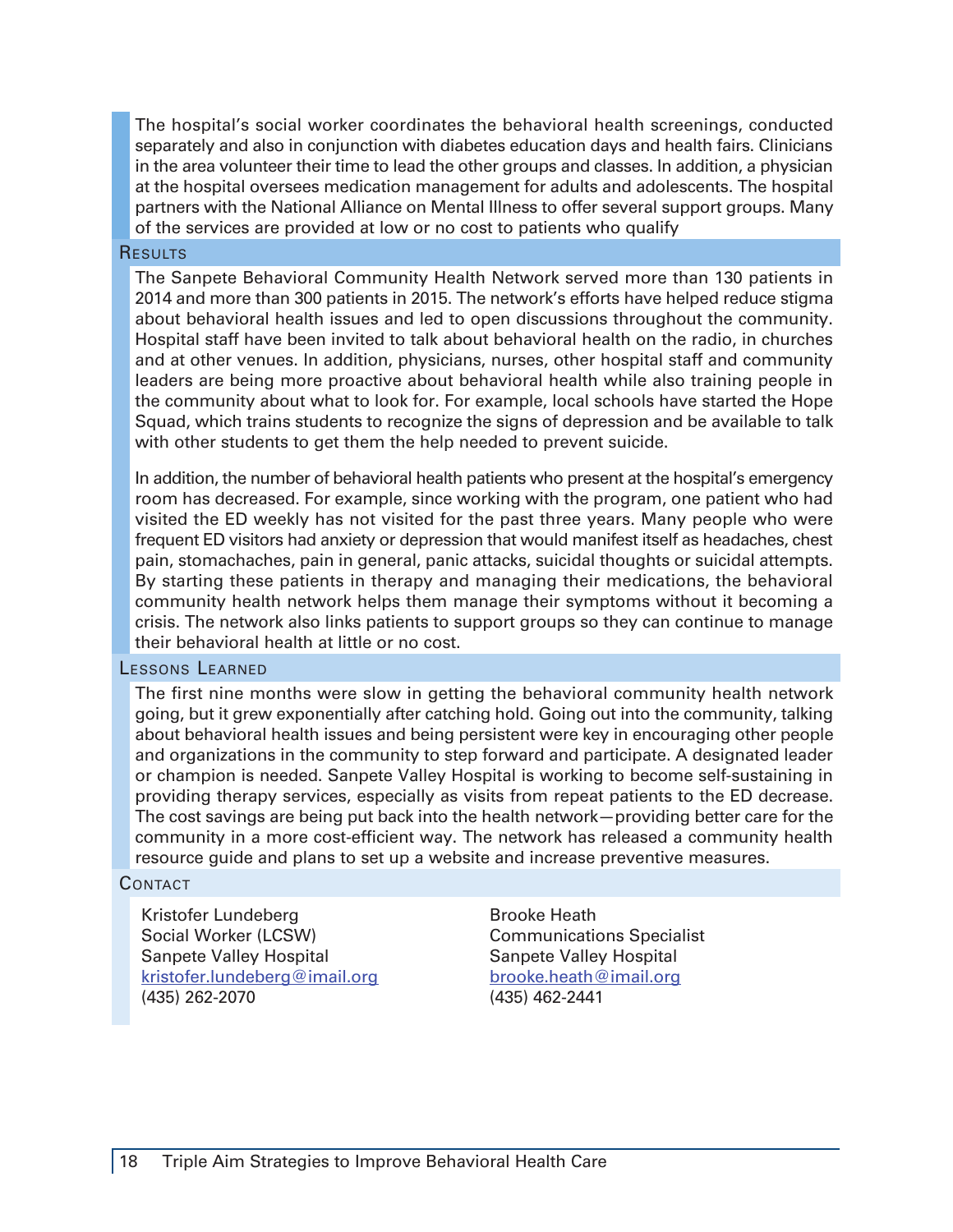The hospital's social worker coordinates the behavioral health screenings, conducted separately and also in conjunction with diabetes education days and health fairs. Clinicians in the area volunteer their time to lead the other groups and classes. In addition, a physician at the hospital oversees medication management for adults and adolescents. The hospital partners with the National Alliance on Mental Illness to offer several support groups. Many of the services are provided at low or no cost to patients who qualify

### Results

The Sanpete Behavioral Community Health Network served more than 130 patients in 2014 and more than 300 patients in 2015. The network's efforts have helped reduce stigma about behavioral health issues and led to open discussions throughout the community. Hospital staff have been invited to talk about behavioral health on the radio, in churches and at other venues. In addition, physicians, nurses, other hospital staff and community leaders are being more proactive about behavioral health while also training people in the community about what to look for. For example, local schools have started the Hope Squad, which trains students to recognize the signs of depression and be available to talk with other students to get them the help needed to prevent suicide.

In addition, the number of behavioral health patients who present at the hospital's emergency room has decreased. For example, since working with the program, one patient who had visited the ED weekly has not visited for the past three years. Many people who were frequent ED visitors had anxiety or depression that would manifest itself as headaches, chest pain, stomachaches, pain in general, panic attacks, suicidal thoughts or suicidal attempts. By starting these patients in therapy and managing their medications, the behavioral community health network helps them manage their symptoms without it becoming a crisis. The network also links patients to support groups so they can continue to manage their behavioral health at little or no cost.

### Lessons Learned

The first nine months were slow in getting the behavioral community health network going, but it grew exponentially after catching hold. Going out into the community, talking about behavioral health issues and being persistent were key in encouraging other people and organizations in the community to step forward and participate. A designated leader or champion is needed. Sanpete Valley Hospital is working to become self-sustaining in providing therapy services, especially as visits from repeat patients to the ED decrease. The cost savings are being put back into the health network—providing better care for the community in a more cost-efficient way. The network has released a community health resource guide and plans to set up a website and increase preventive measures.

### Contact

Kristofer Lundeberg
Social Worker (LCSW)
Sanpete Valley Hospital
kristofer.lundeberg@imail.org
(435) 262-2070

Brooke Heath
Communications Specialist
Sanpete Valley Hospital
brooke.heath@imail.org
(435) 462-2441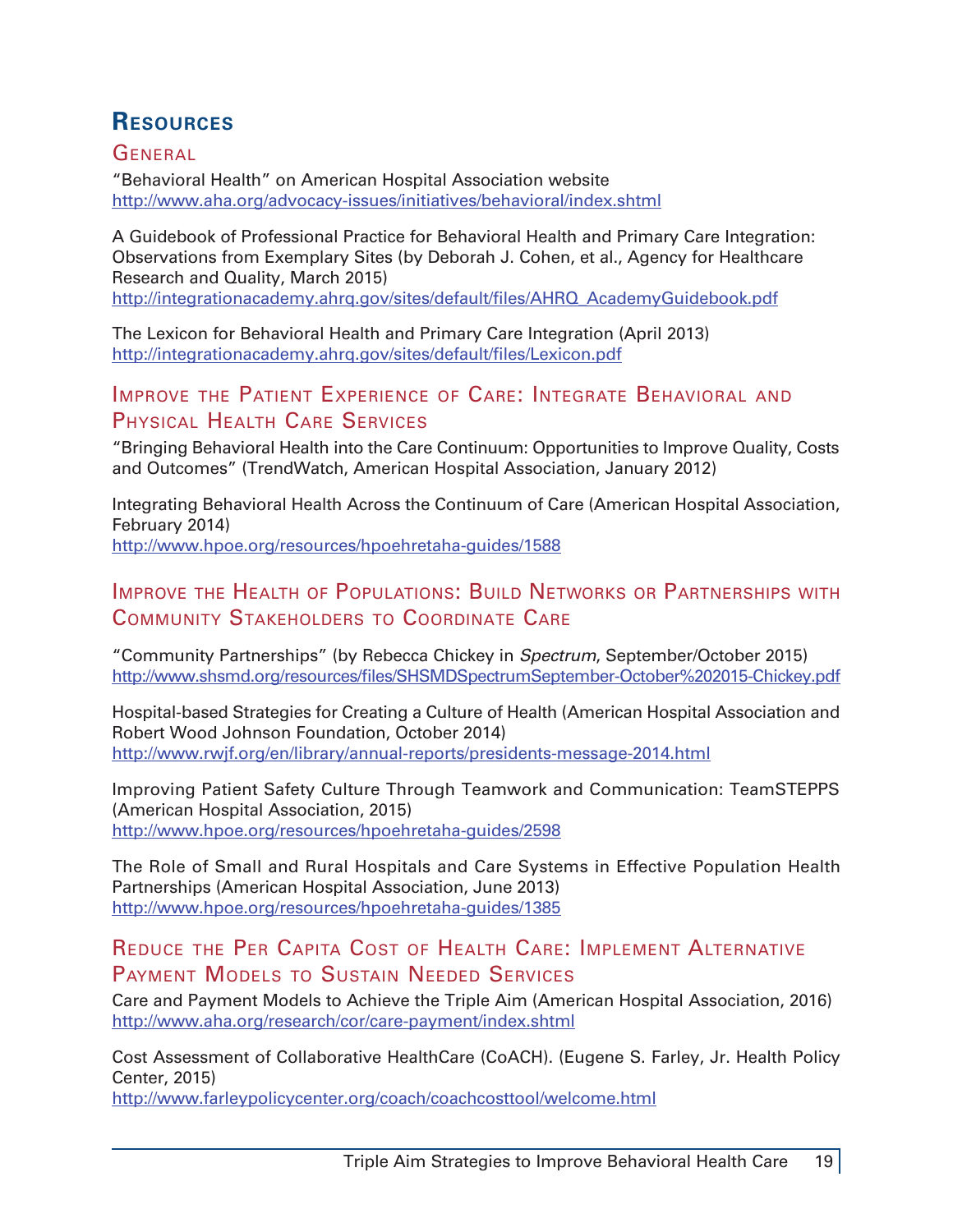## Resources

### General

"Behavioral Health" on American Hospital Association website
http://www.aha.org/advocacy-issues/initiatives/behavioral/index.shtml

A Guidebook of Professional Practice for Behavioral Health and Primary Care Integration: Observations from Exemplary Sites (by Deborah J. Cohen, et al., Agency for Healthcare Research and Quality, March 2015)
http://integrationacademy.ahrq.gov/sites/default/files/AHRQ_AcademyGuidebook.pdf

The Lexicon for Behavioral Health and Primary Care Integration (April 2013)
http://integrationacademy.ahrq.gov/sites/default/files/Lexicon.pdf

### Improve the Patient Experience of Care: Integrate Behavioral and Physical Health Care Services

"Bringing Behavioral Health into the Care Continuum: Opportunities to Improve Quality, Costs and Outcomes" (TrendWatch, American Hospital Association, January 2012)

Integrating Behavioral Health Across the Continuum of Care (American Hospital Association, February 2014)
http://www.hpoe.org/resources/hpoehretaha-guides/1588

### Improve the Health of Populations: Build Networks or Partnerships with Community Stakeholders to Coordinate Care

"Community Partnerships" (by Rebecca Chickey in *Spectrum*, September/October 2015)
http://www.shsmd.org/resources/files/SHSMDSpectrumSeptember-October%202015-Chickey.pdf

Hospital-based Strategies for Creating a Culture of Health (American Hospital Association and Robert Wood Johnson Foundation, October 2014)
http://www.rwjf.org/en/library/annual-reports/presidents-message-2014.html

Improving Patient Safety Culture Through Teamwork and Communication: TeamSTEPPS (American Hospital Association, 2015)
http://www.hpoe.org/resources/hpoehretaha-guides/2598

The Role of Small and Rural Hospitals and Care Systems in Effective Population Health Partnerships (American Hospital Association, June 2013)
http://www.hpoe.org/resources/hpoehretaha-guides/1385

### Reduce the Per Capita Cost of Health Care: Implement Alternative Payment Models to Sustain Needed Services

Care and Payment Models to Achieve the Triple Aim (American Hospital Association, 2016)
http://www.aha.org/research/cor/care-payment/index.shtml

Cost Assessment of Collaborative HealthCare (CoACH). (Eugene S. Farley, Jr. Health Policy Center, 2015)
http://www.farleypolicycenter.org/coach/coachcosttool/welcome.html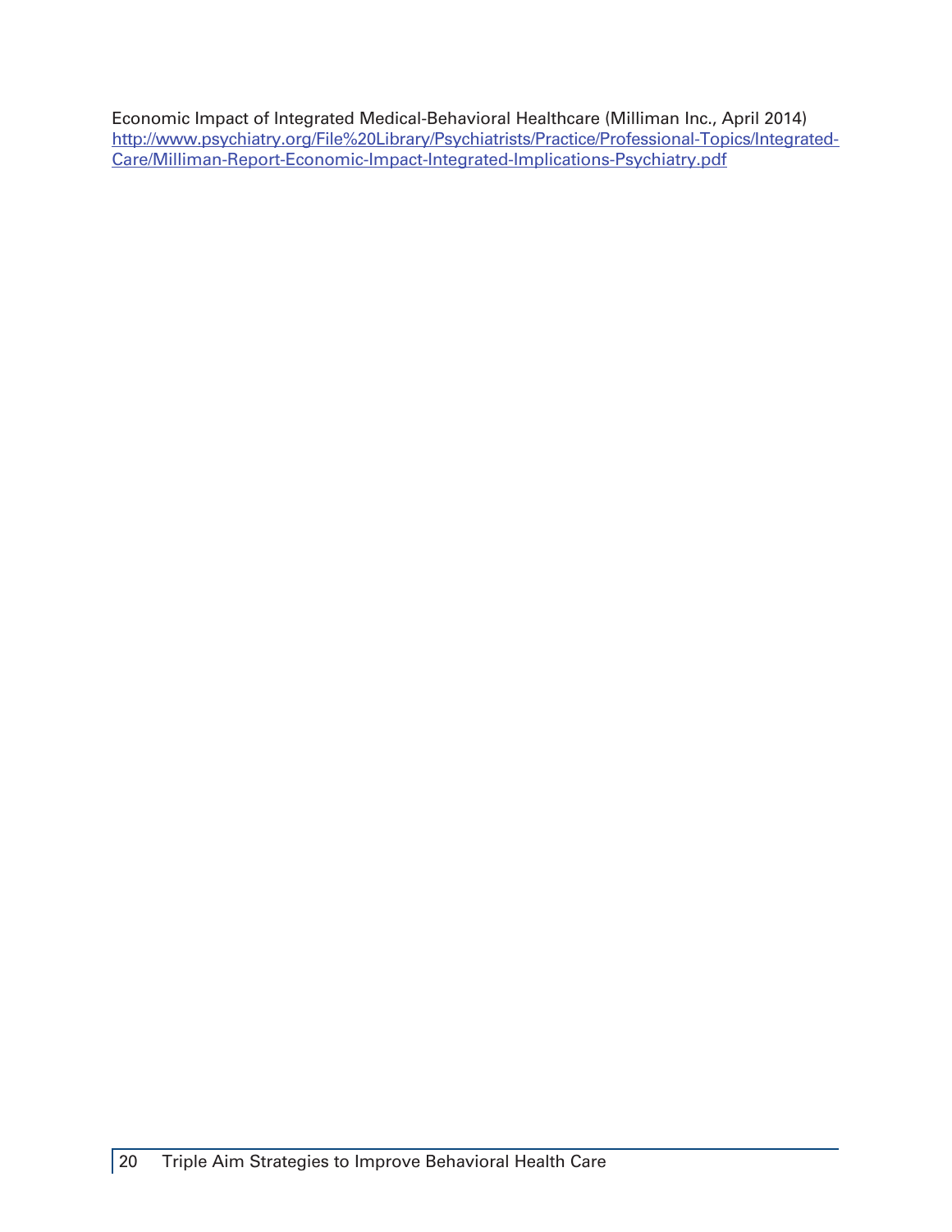Economic Impact of Integrated Medical-Behavioral Healthcare (Milliman Inc., April 2014)
http://www.psychiatry.org/File%20Library/Psychiatrists/Practice/Professional-Topics/Integrated-Care/Milliman-Report-Economic-Impact-Integrated-Implications-Psychiatry.pdf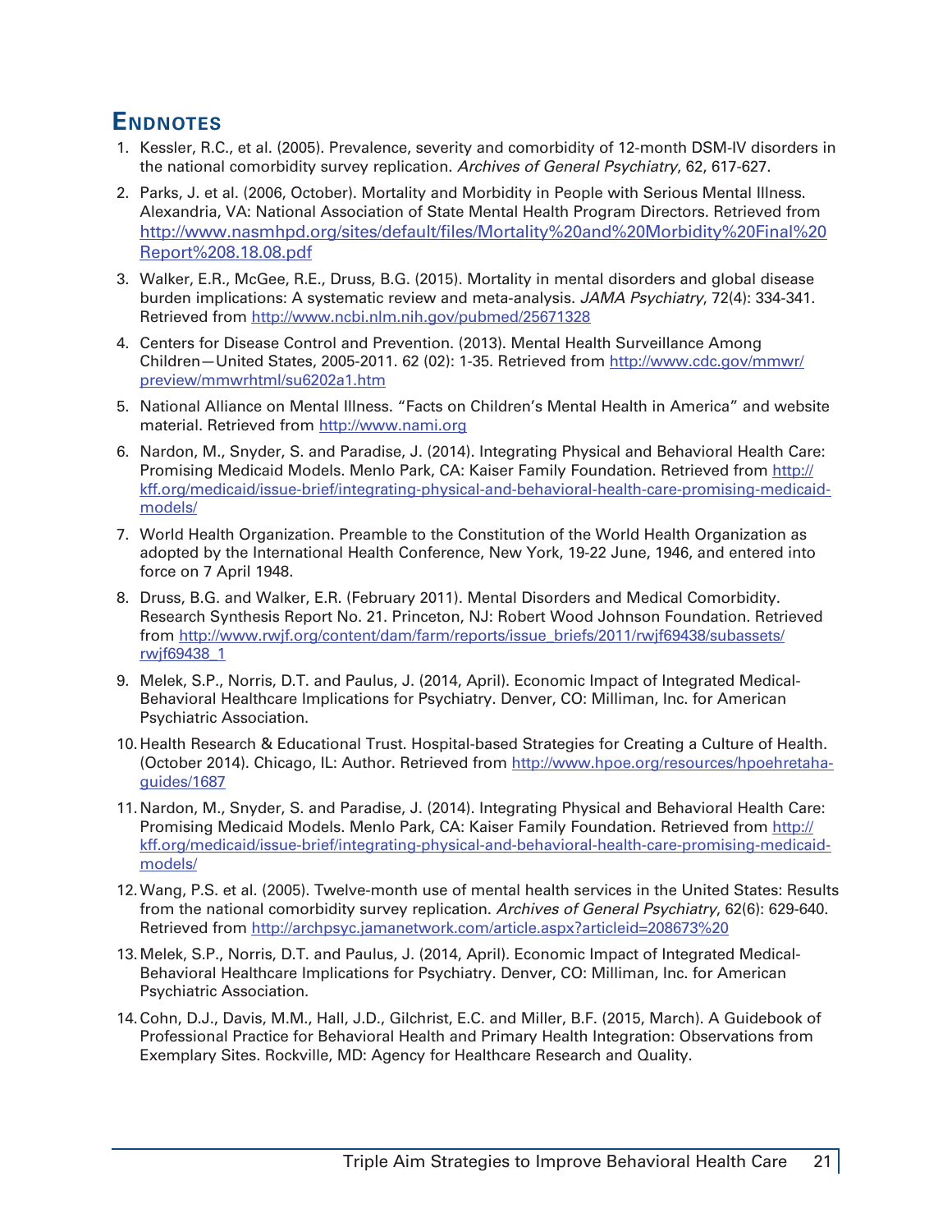## Endnotes

1. Kessler, R.C., et al. (2005). Prevalence, severity and comorbidity of 12-month DSM-IV disorders in the national comorbidity survey replication. *Archives of General Psychiatry*, 62, 617-627.
2. Parks, J. et al. (2006, October). Mortality and Morbidity in People with Serious Mental Illness. Alexandria, VA: National Association of State Mental Health Program Directors. Retrieved from http://www.nasmhpd.org/sites/default/files/Mortality%20and%20Morbidity%20Final%20Report%208.18.08.pdf
3. Walker, E.R., McGee, R.E., Druss, B.G. (2015). Mortality in mental disorders and global disease burden implications: A systematic review and meta-analysis. *JAMA Psychiatry*, 72(4): 334-341. Retrieved from http://www.ncbi.nlm.nih.gov/pubmed/25671328
4. Centers for Disease Control and Prevention. (2013). Mental Health Surveillance Among Children—United States, 2005-2011. 62 (02): 1-35. Retrieved from http://www.cdc.gov/mmwr/preview/mmwrhtml/su6202a1.htm
5. National Alliance on Mental Illness. "Facts on Children's Mental Health in America" and website material. Retrieved from http://www.nami.org
6. Nardon, M., Snyder, S. and Paradise, J. (2014). Integrating Physical and Behavioral Health Care: Promising Medicaid Models. Menlo Park, CA: Kaiser Family Foundation. Retrieved from http://kff.org/medicaid/issue-brief/integrating-physical-and-behavioral-health-care-promising-medicaid-models/
7. World Health Organization. Preamble to the Constitution of the World Health Organization as adopted by the International Health Conference, New York, 19-22 June, 1946, and entered into force on 7 April 1948.
8. Druss, B.G. and Walker, E.R. (February 2011). Mental Disorders and Medical Comorbidity. Research Synthesis Report No. 21. Princeton, NJ: Robert Wood Johnson Foundation. Retrieved from http://www.rwjf.org/content/dam/farm/reports/issue_briefs/2011/rwjf69438/subassets/rwjf69438_1
9. Melek, S.P., Norris, D.T. and Paulus, J. (2014, April). Economic Impact of Integrated Medical-Behavioral Healthcare Implications for Psychiatry. Denver, CO: Milliman, Inc. for American Psychiatric Association.
10. Health Research & Educational Trust. Hospital-based Strategies for Creating a Culture of Health. (October 2014). Chicago, IL: Author. Retrieved from http://www.hpoe.org/resources/hpoehretaha-guides/1687
11. Nardon, M., Snyder, S. and Paradise, J. (2014). Integrating Physical and Behavioral Health Care: Promising Medicaid Models. Menlo Park, CA: Kaiser Family Foundation. Retrieved from http://kff.org/medicaid/issue-brief/integrating-physical-and-behavioral-health-care-promising-medicaid-models/
12. Wang, P.S. et al. (2005). Twelve-month use of mental health services in the United States: Results from the national comorbidity survey replication. *Archives of General Psychiatry*, 62(6): 629-640. Retrieved from http://archpsyc.jamanetwork.com/article.aspx?articleid=208673%20
13. Melek, S.P., Norris, D.T. and Paulus, J. (2014, April). Economic Impact of Integrated Medical-Behavioral Healthcare Implications for Psychiatry. Denver, CO: Milliman, Inc. for American Psychiatric Association.
14. Cohn, D.J., Davis, M.M., Hall, J.D., Gilchrist, E.C. and Miller, B.F. (2015, March). A Guidebook of Professional Practice for Behavioral Health and Primary Health Integration: Observations from Exemplary Sites. Rockville, MD: Agency for Healthcare Research and Quality.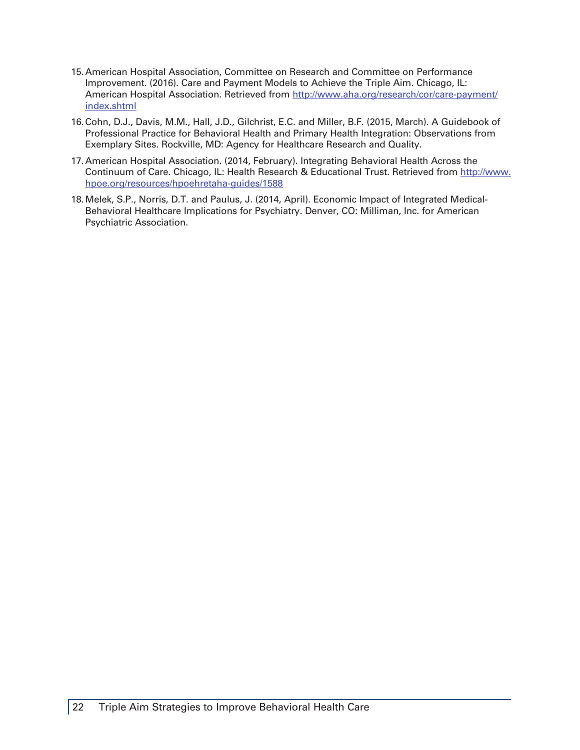15. American Hospital Association, Committee on Research and Committee on Performance Improvement. (2016). Care and Payment Models to Achieve the Triple Aim. Chicago, IL: American Hospital Association. Retrieved from http://www.aha.org/research/cor/care-payment/index.shtml

16. Cohn, D.J., Davis, M.M., Hall, J.D., Gilchrist, E.C. and Miller, B.F. (2015, March). A Guidebook of Professional Practice for Behavioral Health and Primary Health Integration: Observations from Exemplary Sites. Rockville, MD: Agency for Healthcare Research and Quality.

17. American Hospital Association. (2014, February). Integrating Behavioral Health Across the Continuum of Care. Chicago, IL: Health Research & Educational Trust. Retrieved from http://www.hpoe.org/resources/hpoehretaha-guides/1588

18. Melek, S.P., Norris, D.T. and Paulus, J. (2014, April). Economic Impact of Integrated Medical-Behavioral Healthcare Implications for Psychiatry. Denver, CO: Milliman, Inc. for American Psychiatric Association.